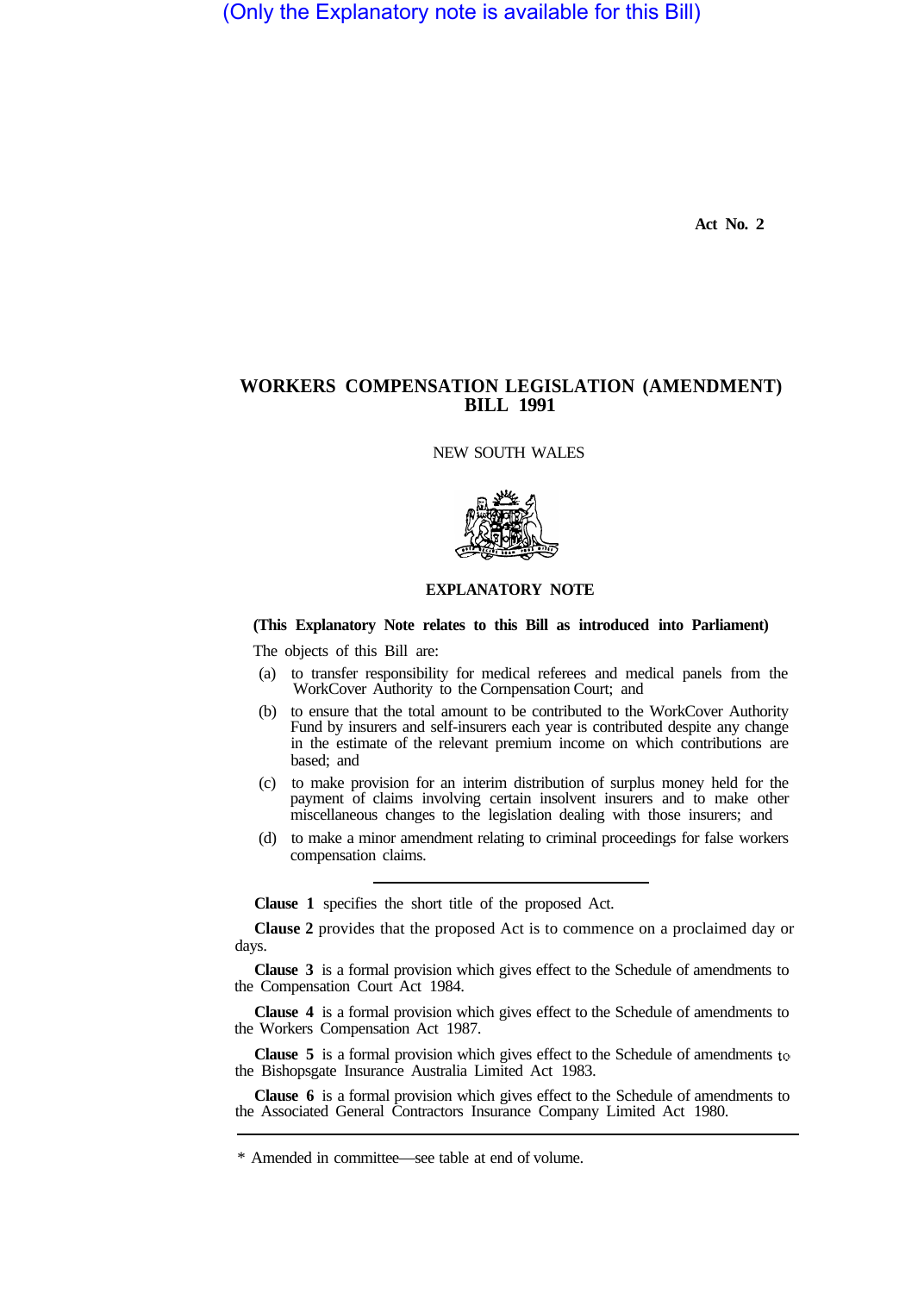(Only the Explanatory note is available for this Bill)

Act No. 2

# WORKERS COMPENSATION LEGISLATION (AMENDMENT) BILL 1991

NEW SOUTH WALES

## EXPLANATORY NOTE

**(This Explanatory Note relates to this Bill as introduced into Parliament)**

The objects of this Bill are:

(a) to transfer responsibility for medical referees and medical panels from the WorkCover Authority to the Compensation Court; and

(b) to ensure that the total amount to be contributed to the WorkCover Authority Fund by insurers and self-insurers each year is contributed despite any change in the estimate of the relevant premium income on which contributions are based; and

(c) to make provision for an interim distribution of surplus money held for the payment of claims involving certain insolvent insurers and to make other miscellaneous changes to the legislation dealing with those insurers; and

(d) to make a minor amendment relating to criminal proceedings for false workers compensation claims.

---

**Clause 1** specifies the short title of the proposed Act.

**Clause 2** provides that the proposed Act is to commence on a proclaimed day or days.

**Clause 3** is a formal provision which gives effect to the Schedule of amendments to the Compensation Court Act 1984.

**Clause 4** is a formal provision which gives effect to the Schedule of amendments to the Workers Compensation Act 1987.

**Clause 5** is a formal provision which gives effect to the Schedule of amendments to the Bishopsgate Insurance Australia Limited Act 1983.

**Clause 6** is a formal provision which gives effect to the Schedule of amendments to the Associated General Contractors Insurance Company Limited Act 1980.

---

* Amended in committee—see table at end of volume.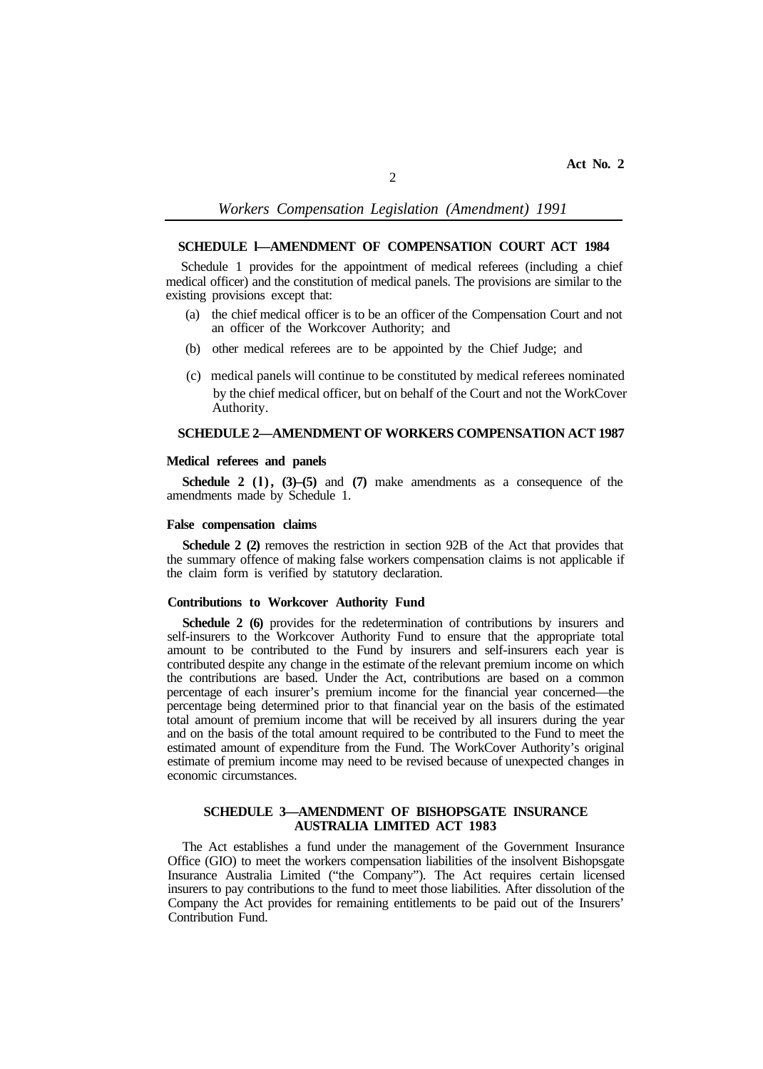## SCHEDULE 1—AMENDMENT OF COMPENSATION COURT ACT 1984

Schedule 1 provides for the appointment of medical referees (including a chief medical officer) and the constitution of medical panels. The provisions are similar to the existing provisions except that:

(a) the chief medical officer is to be an officer of the Compensation Court and not an officer of the Workcover Authority; and

(b) other medical referees are to be appointed by the Chief Judge; and

(c) medical panels will continue to be constituted by medical referees nominated by the chief medical officer, but on behalf of the Court and not the WorkCover Authority.

## SCHEDULE 2—AMENDMENT OF WORKERS COMPENSATION ACT 1987

### Medical referees and panels

**Schedule 2 (1), (3)–(5)** and **(7)** make amendments as a consequence of the amendments made by Schedule 1.

### False compensation claims

**Schedule 2 (2)** removes the restriction in section 92B of the Act that provides that the summary offence of making false workers compensation claims is not applicable if the claim form is verified by statutory declaration.

### Contributions to Workcover Authority Fund

**Schedule 2 (6)** provides for the redetermination of contributions by insurers and self-insurers to the Workcover Authority Fund to ensure that the appropriate total amount to be contributed to the Fund by insurers and self-insurers each year is contributed despite any change in the estimate of the relevant premium income on which the contributions are based. Under the Act, contributions are based on a common percentage of each insurer's premium income for the financial year concerned—the percentage being determined prior to that financial year on the basis of the estimated total amount of premium income that will be received by all insurers during the year and on the basis of the total amount required to be contributed to the Fund to meet the estimated amount of expenditure from the Fund. The WorkCover Authority's original estimate of premium income may need to be revised because of unexpected changes in economic circumstances.

## SCHEDULE 3—AMENDMENT OF BISHOPSGATE INSURANCE AUSTRALIA LIMITED ACT 1983

The Act establishes a fund under the management of the Government Insurance Office (GIO) to meet the workers compensation liabilities of the insolvent Bishopsgate Insurance Australia Limited ("the Company"). The Act requires certain licensed insurers to pay contributions to the fund to meet those liabilities. After dissolution of the Company the Act provides for remaining entitlements to be paid out of the Insurers' Contribution Fund.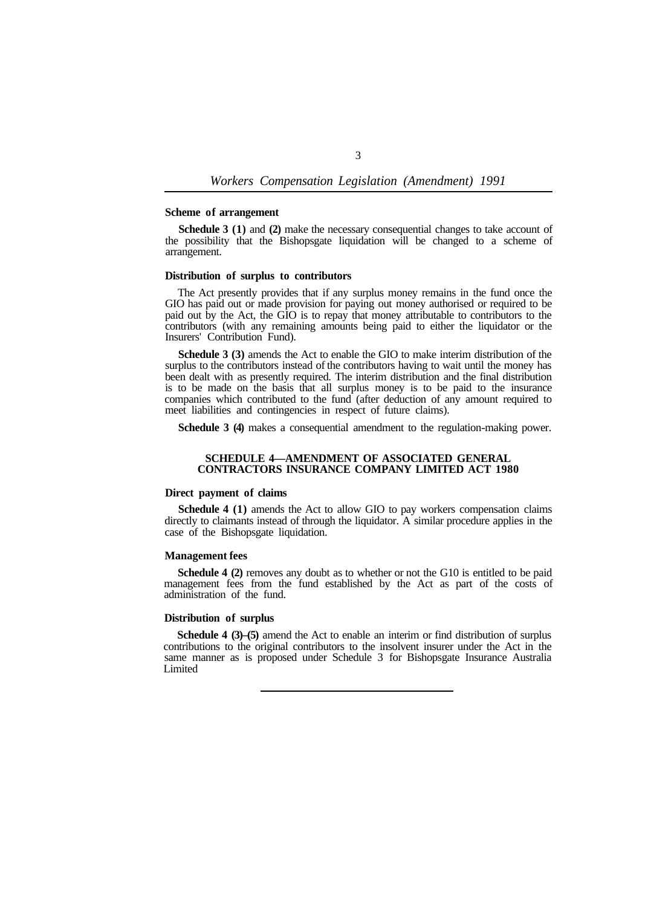**Scheme of arrangement**

**Schedule 3 (1)** and **(2)** make the necessary consequential changes to take account of the possibility that the Bishopsgate liquidation will be changed to a scheme of arrangement.

**Distribution of surplus to contributors**

The Act presently provides that if any surplus money remains in the fund once the GIO has paid out or made provision for paying out money authorised or required to be paid out by the Act, the GIO is to repay that money attributable to contributors to the contributors (with any remaining amounts being paid to either the liquidator or the Insurers' Contribution Fund).

**Schedule 3 (3)** amends the Act to enable the GIO to make interim distribution of the surplus to the contributors instead of the contributors having to wait until the money has been dealt with as presently required. The interim distribution and the final distribution is to be made on the basis that all surplus money is to be paid to the insurance companies which contributed to the fund (after deduction of any amount required to meet liabilities and contingencies in respect of future claims).

**Schedule 3 (4)** makes a consequential amendment to the regulation-making power.

## SCHEDULE 4—AMENDMENT OF ASSOCIATED GENERAL CONTRACTORS INSURANCE COMPANY LIMITED ACT 1980

**Direct payment of claims**

**Schedule 4 (1)** amends the Act to allow GIO to pay workers compensation claims directly to claimants instead of through the liquidator. A similar procedure applies in the case of the Bishopsgate liquidation.

**Management fees**

**Schedule 4 (2)** removes any doubt as to whether or not the G10 is entitled to be paid management fees from the fund established by the Act as part of the costs of administration of the fund.

**Distribution of surplus**

**Schedule 4 (3)–(5)** amend the Act to enable an interim or find distribution of surplus contributions to the original contributors to the insolvent insurer under the Act in the same manner as is proposed under Schedule 3 for Bishopsgate Insurance Australia Limited